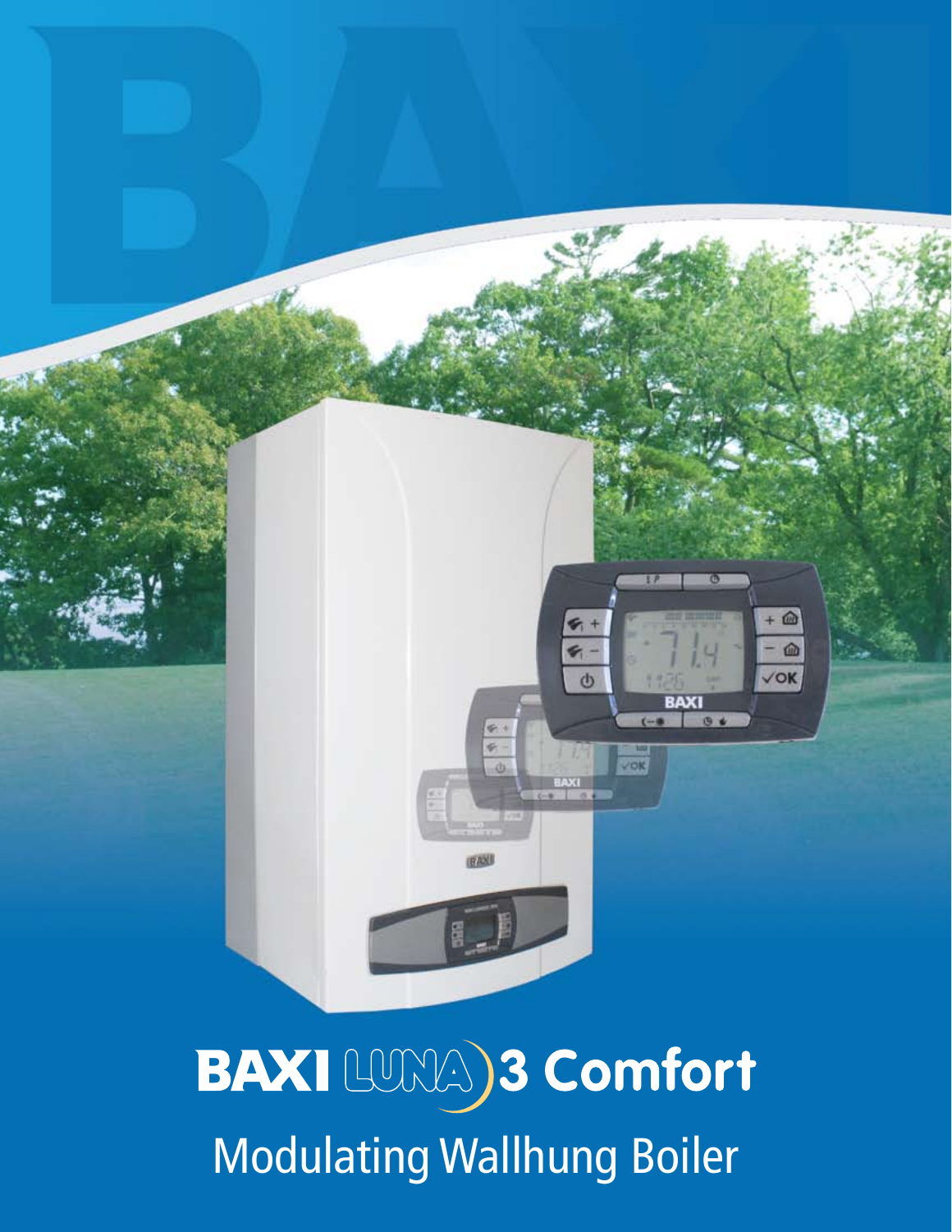# BAXI LUNA 3 Comfort

Modulating Wallhung Boiler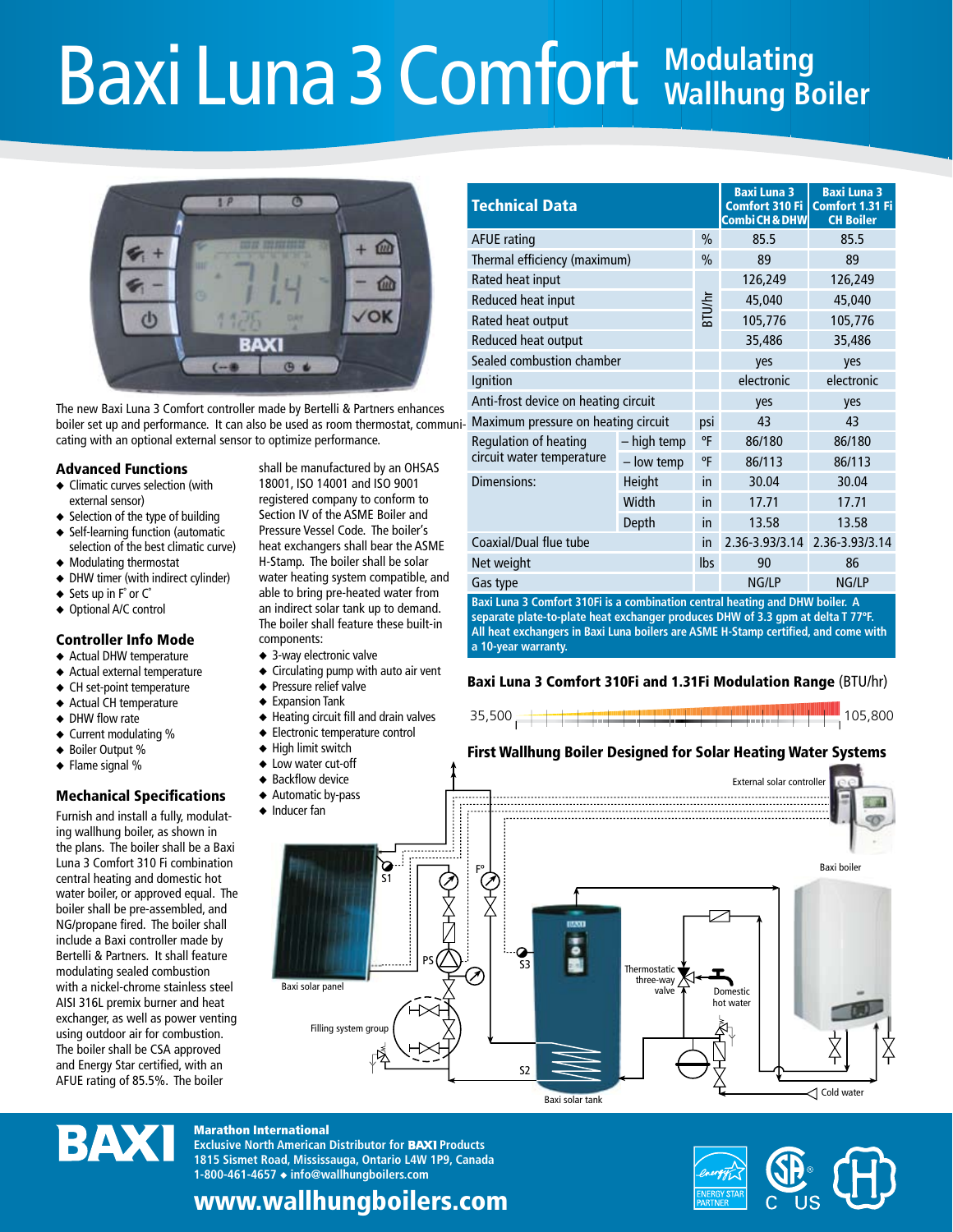# Baxi Luna 3 Comfort Modulating Wallhung Boiler

The new Baxi Luna 3 Comfort controller made by Bertelli & Partners enhances boiler set up and performance. It can also be used as room thermostat, communicating with an optional external sensor to optimize performance.

### Advanced Functions

- Climatic curves selection (with external sensor)
- Selection of the type of building
- Self-learning function (automatic selection of the best climatic curve)
- Modulating thermostat
- DHW timer (with indirect cylinder)
- Sets up in F° or C°
- Optional A/C control

### Controller Info Mode

- Actual DHW temperature
- Actual external temperature
- CH set-point temperature
- Actual CH temperature
- DHW flow rate
- Current modulating %
- Boiler Output %
- Flame signal %

### Mechanical Specifications

Furnish and install a fully, modulating wallhung boiler, as shown in the plans. The boiler shall be a Baxi Luna 3 Comfort 310 Fi combination central heating and domestic hot water boiler, or approved equal. The boiler shall be pre-assembled, and NG/propane fired. The boiler shall include a Baxi controller made by Bertelli & Partners. It shall feature modulating sealed combustion with a nickel-chrome stainless steel AISI 316L premix burner and heat exchanger, as well as power venting using outdoor air for combustion. The boiler shall be CSA approved and Energy Star certified, with an AFUE rating of 85.5%. The boiler shall be manufactured by an OHSAS 18001, ISO 14001 and ISO 9001 registered company to conform to Section IV of the ASME Boiler and Pressure Vessel Code. The boiler's heat exchangers shall bear the ASME H-Stamp. The boiler shall be solar water heating system compatible, and able to bring pre-heated water from an indirect solar tank up to demand. The boiler shall feature these built-in components:

- 3-way electronic valve
- Circulating pump with auto air vent
- Pressure relief valve
- Expansion Tank
- Heating circuit fill and drain valves
- Electronic temperature control
- High limit switch
- Low water cut-off
- Backflow device
- Automatic by-pass
- Inducer fan

| Technical Data | | | Baxi Luna 3 Comfort 310 Fi Combi CH & DHW | Baxi Luna 3 Comfort 1.31 Fi CH Boiler |
|---|---|---|---|---|
| AFUE rating | | % | 85.5 | 85.5 |
| Thermal efficiency (maximum) | | % | 89 | 89 |
| Rated heat input | | BTU/hr | 126,249 | 126,249 |
| Reduced heat input | | BTU/hr | 45,040 | 45,040 |
| Rated heat output | | BTU/hr | 105,776 | 105,776 |
| Reduced heat output | | BTU/hr | 35,486 | 35,486 |
| Sealed combustion chamber | | | yes | yes |
| Ignition | | | electronic | electronic |
| Anti-frost device on heating circuit | | | yes | yes |
| Maximum pressure on heating circuit | | psi | 43 | 43 |
| Regulation of heating circuit water temperature | – high temp | °F | 86/180 | 86/180 |
| | – low temp | °F | 86/113 | 86/113 |
| Dimensions: | Height | in | 30.04 | 30.04 |
| | Width | in | 17.71 | 17.71 |
| | Depth | in | 13.58 | 13.58 |
| Coaxial/Dual flue tube | | in | 2.36-3.93/3.14 | 2.36-3.93/3.14 |
| Net weight | | lbs | 90 | 86 |
| Gas type | | | NG/LP | NG/LP |

**Baxi Luna 3 Comfort 310Fi is a combination central heating and DHW boiler. A separate plate-to-plate heat exchanger produces DHW of 3.3 gpm at delta T 77°F. All heat exchangers in Baxi Luna boilers are ASME H-Stamp certified, and come with a 10-year warranty.**

### Baxi Luna 3 Comfort 310Fi and 1.31Fi Modulation Range (BTU/hr)

35,500

105,800

### First Wallhung Boiler Designed for Solar Heating Water Systems

External solar controller

Baxi boiler

S1

F°

PS

S3

Thermostatic three-way valve

Domestic hot water

Baxi solar panel

Filling system group

S2

Baxi solar tank

Cold water

**Marathon International**
**Exclusive North American Distributor for BAXI Products**
**1815 Sismet Road, Mississauga, Ontario L4W 1P9, Canada**
**1-800-461-4657 ◆ info@wallhungboilers.com**

**www.wallhungboilers.com**